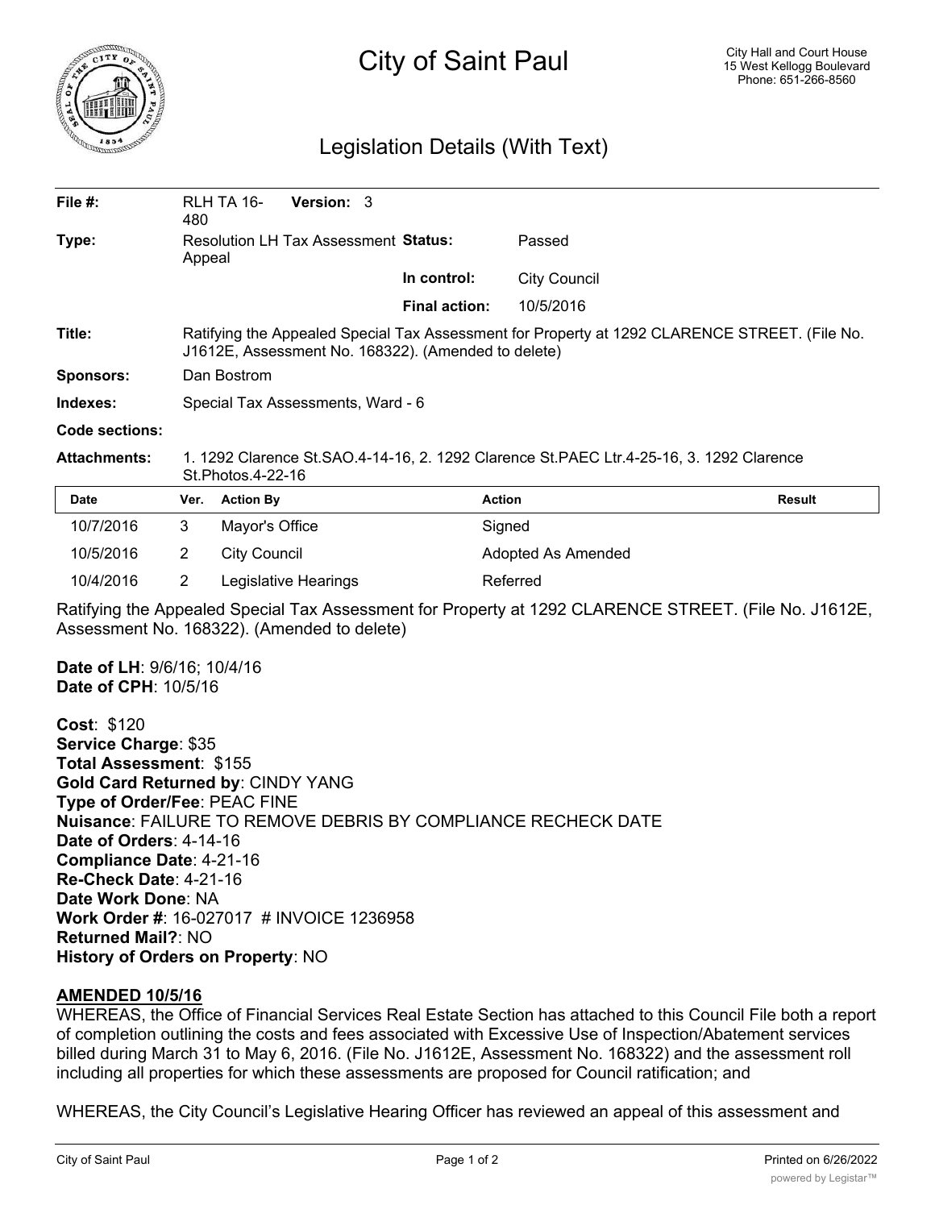# City of Saint Paul

City Hall and Court House
15 West Kellogg Boulevard
Phone: 651-266-8560

## Legislation Details (With Text)

| | | | |
|---|---|---|---|
| **File #:** | RLH TA 16-480 **Version:** 3 | | |
| **Type:** | Resolution LH Tax Assessment Appeal | **Status:** | Passed |
| | | **In control:** | City Council |
| | | **Final action:** | 10/5/2016 |
| **Title:** | Ratifying the Appealed Special Tax Assessment for Property at 1292 CLARENCE STREET. (File No. J1612E, Assessment No. 168322). (Amended to delete) | | |
| **Sponsors:** | Dan Bostrom | | |
| **Indexes:** | Special Tax Assessments, Ward - 6 | | |
| **Code sections:** | | | |
| **Attachments:** | 1. 1292 Clarence St.SAO.4-14-16, 2. 1292 Clarence St.PAEC Ltr.4-25-16, 3. 1292 Clarence St.Photos.4-22-16 | | |

| Date | Ver. | Action By | Action | Result |
|---|---|---|---|---|
| 10/7/2016 | 3 | Mayor's Office | Signed | |
| 10/5/2016 | 2 | City Council | Adopted As Amended | |
| 10/4/2016 | 2 | Legislative Hearings | Referred | |

Ratifying the Appealed Special Tax Assessment for Property at 1292 CLARENCE STREET. (File No. J1612E, Assessment No. 168322). (Amended to delete)

**Date of LH**: 9/6/16; 10/4/16
**Date of CPH**: 10/5/16

**Cost**: $120
**Service Charge**: $35
**Total Assessment**: $155
**Gold Card Returned by**: CINDY YANG
**Type of Order/Fee**: PEAC FINE
**Nuisance**: FAILURE TO REMOVE DEBRIS BY COMPLIANCE RECHECK DATE
**Date of Orders**: 4-14-16
**Compliance Date**: 4-21-16
**Re-Check Date**: 4-21-16
**Date Work Done**: NA
**Work Order #**: 16-027017 # INVOICE 1236958
**Returned Mail?**: NO
**History of Orders on Property**: NO

**AMENDED 10/5/16**

WHEREAS, the Office of Financial Services Real Estate Section has attached to this Council File both a report of completion outlining the costs and fees associated with Excessive Use of Inspection/Abatement services billed during March 31 to May 6, 2016. (File No. J1612E, Assessment No. 168322) and the assessment roll including all properties for which these assessments are proposed for Council ratification; and

WHEREAS, the City Council's Legislative Hearing Officer has reviewed an appeal of this assessment and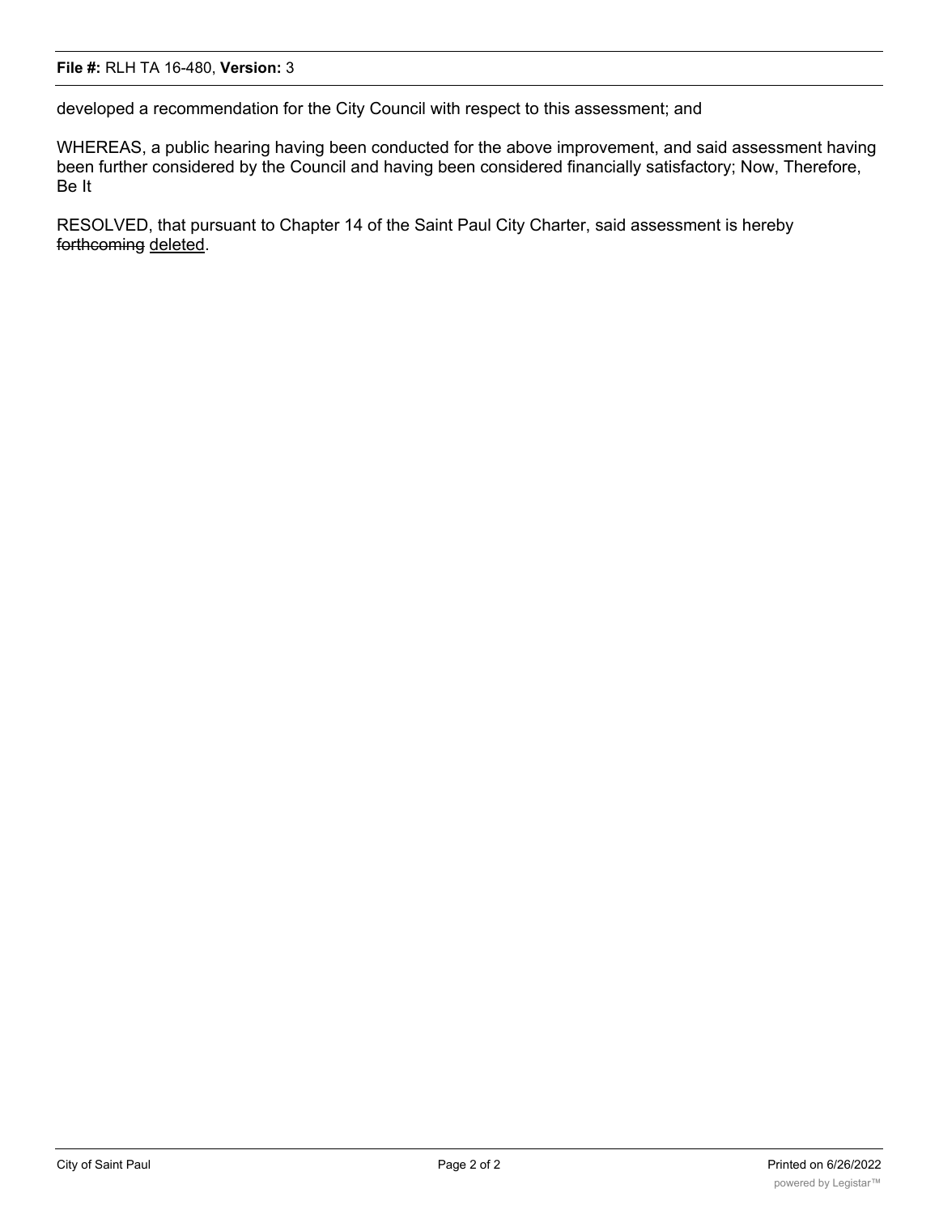developed a recommendation for the City Council with respect to this assessment; and

WHEREAS, a public hearing having been conducted for the above improvement, and said assessment having been further considered by the Council and having been considered financially satisfactory; Now, Therefore, Be It

RESOLVED, that pursuant to Chapter 14 of the Saint Paul City Charter, said assessment is hereby ~~forthcoming~~ deleted.